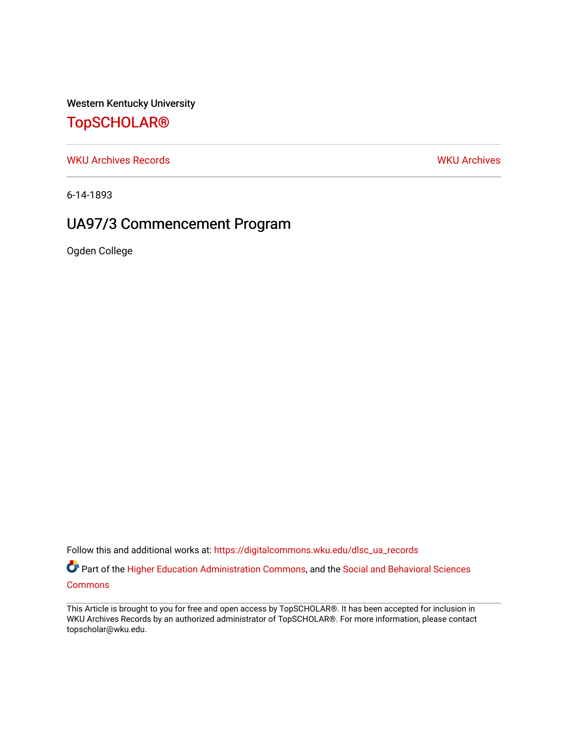Western Kentucky University

# TopSCHOLAR®

WKU Archives Records

WKU Archives

6-14-1893

## UA97/3 Commencement Program

Ogden College

Follow this and additional works at: https://digitalcommons.wku.edu/dlsc_ua_records

Part of the Higher Education Administration Commons, and the Social and Behavioral Sciences Commons

This Article is brought to you for free and open access by TopSCHOLAR®. It has been accepted for inclusion in WKU Archives Records by an authorized administrator of TopSCHOLAR®. For more information, please contact topscholar@wku.edu.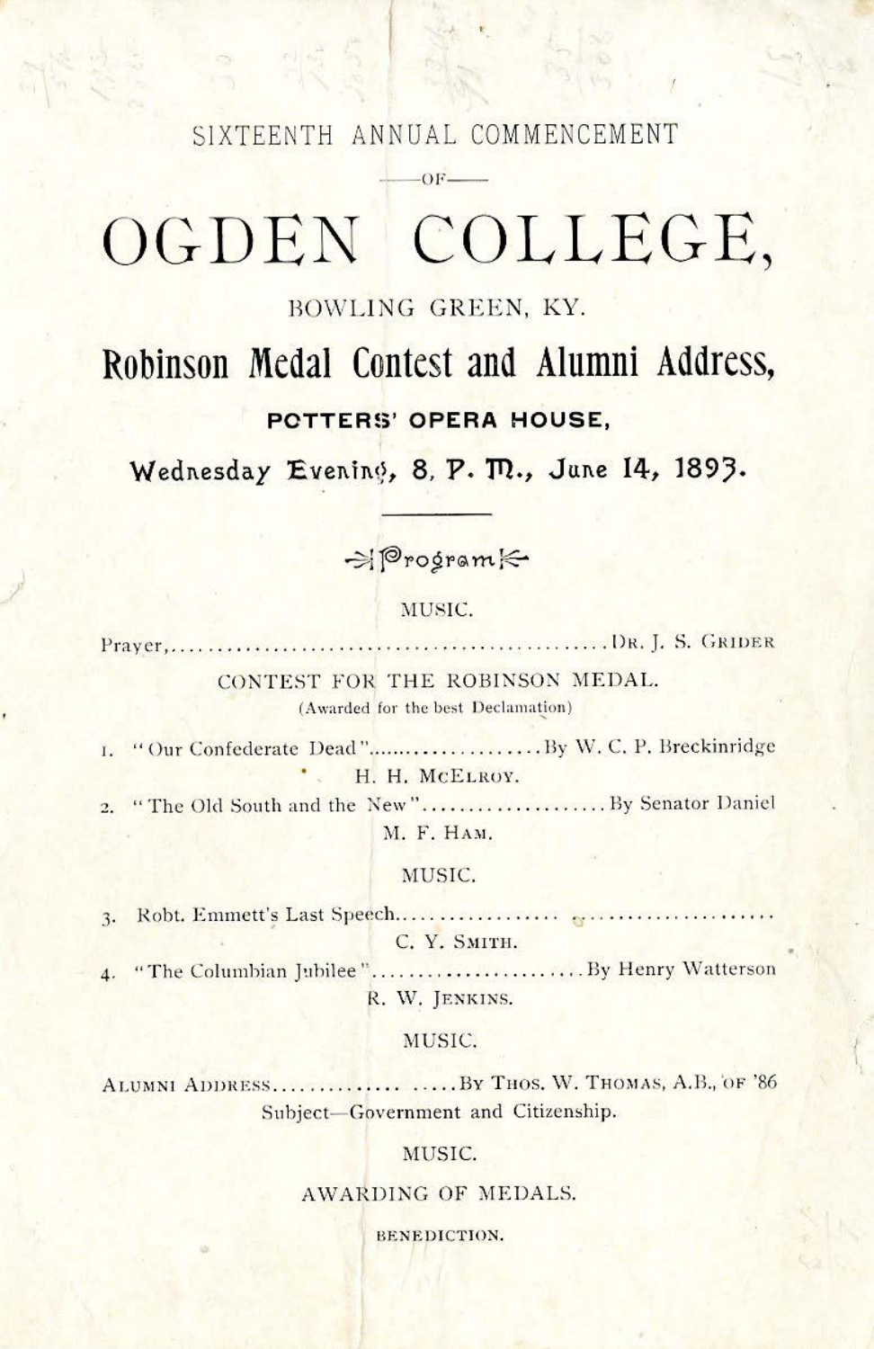SIXTEENTH ANNUAL COMMENCEMENT

—OF—

# OGDEN COLLEGE,

BOWLING GREEN, KY.

## Robinson Medal Contest and Alumni Address,

**POTTERS' OPERA HOUSE,**

**Wednesday Evening, 8, P. M., June 14, 1893.**

### Program

MUSIC.

Prayer, .............................................. DR. J. S. GRIDER

CONTEST FOR THE ROBINSON MEDAL.

(Awarded for the best Declamation)

1. "Our Confederate Dead" .................... By W. C. P. Breckinridge
   H. H. McELROY.
2. "The Old South and the New" .................... By Senator Daniel
   M. F. HAM.

MUSIC.

3. Robt. Emmett's Last Speech.................. .......................
   C. Y. SMITH.
4. "The Columbian Jubilee" ........................ By Henry Watterson
   R. W. JENKINS.

MUSIC.

ALUMNI ADDRESS.............. .....BY THOS. W. THOMAS, A.B., OF '86

Subject—Government and Citizenship.

MUSIC.

AWARDING OF MEDALS.

BENEDICTION.